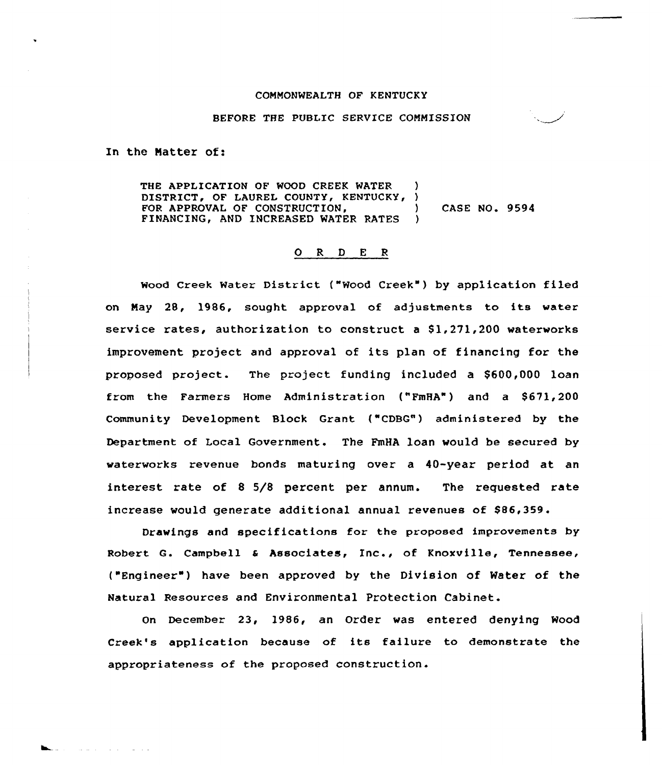COMMONWEALTH OF KENTUCKY

BEFORE THE PUBLIC SERVICE COMMISSION

In the Matter of:

THE APPLICATION OF WOOD CREEK WATER DISTRICT, OF LAUREL COUNTY, KENTUCKY, FOR APPROVAL OF CONSTRUCTION, FINANCING, AND INCREASED WATER RATES ) CASE NO. 9594

O R D E R

Wood Creek Water District ("Wood Creek") by application filed on May 28, 1986, sought approval of adjustments to its water service rates, authorization to construct a $1,271,200 waterworks improvement project and approval of its plan of financing for the proposed project. The project funding included a $600,000 loan from the Farmers Home Administration ("FmHA") and a $671,200 Community Development Block Grant ("CDBG") administered by the Department of Local Government. The FmHA loan would be secured by waterworks revenue bonds maturing over a 40-year period at an interest rate of 8 5/8 percent per annum. The requested rate increase would generate additional annual revenues of $86,359.

Drawings and specifications for the proposed improvements by Robert G. Campbell & Associates, Inc., of Knoxville, Tennessee, ("Engineer") have been approved by the Division of Water of the Natural Resources and Environmental Protection Cabinet.

On December 23, 1986, an Order was entered denying Wood Creek's application because of its failure to demonstrate the appropriateness of the proposed construction.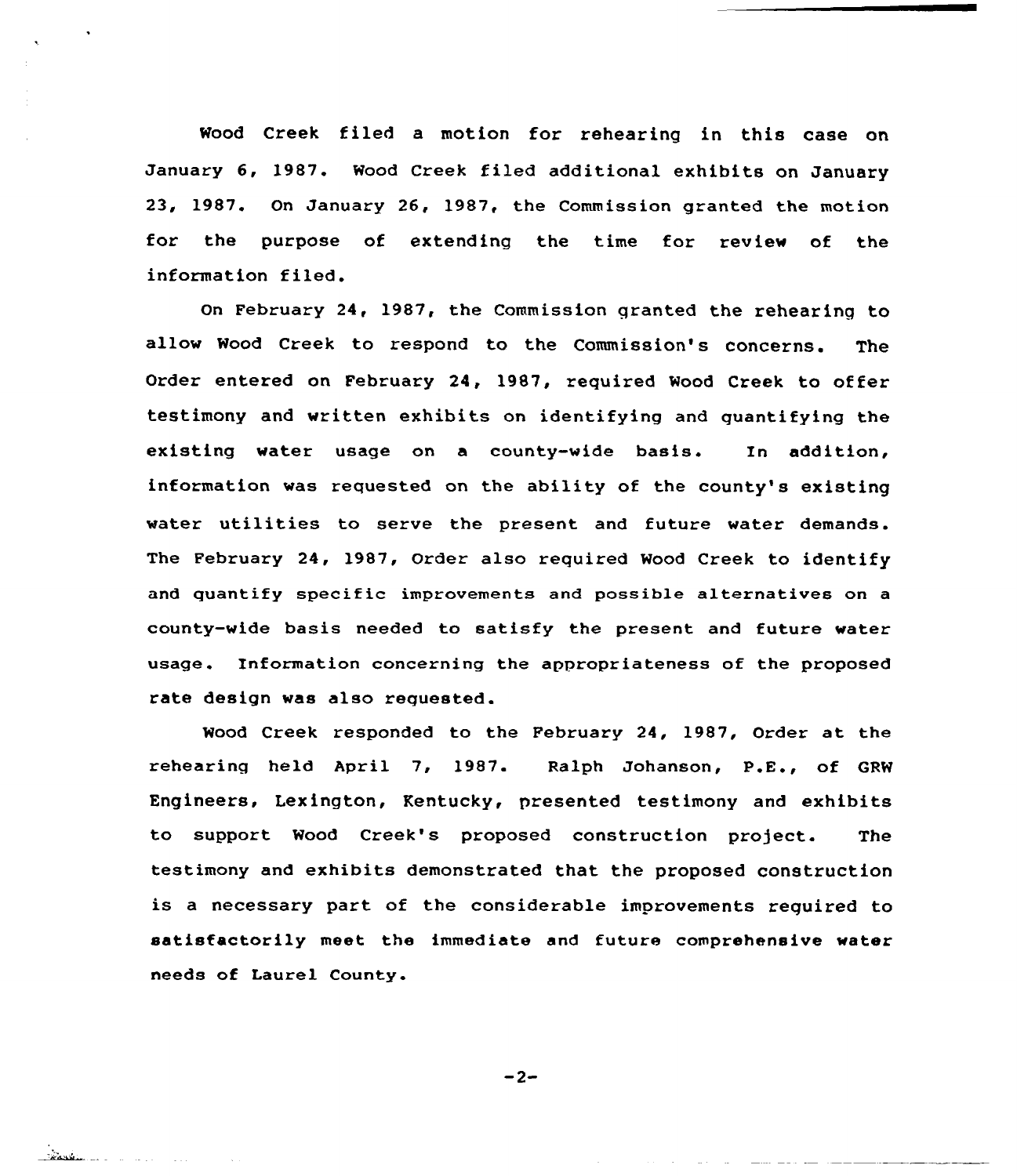Wood Creek filed a motion for rehearing in this case on January 6, 1987. Wood Creek filed additional exhibits on January 23, 1987. On January 26, 1987, the Commission granted the motion for the purpose of extending the time for review of the information filed.

On February 24, 1987, the Commission granted the rehearing to allow Wood Creek to respond to the Commission's concerns. The Order entered on February 24, 1987, required Wood Creek to offer testimony and written exhibits on identifying and quantifying the existing water usage on a county-wide basis. In addition, information was requested on the ability of the county's existing water utilities to serve the present and future water demands. The February 24, 1987, Order also required Wood Creek to identify and quantify specific improvements and possible alternatives on a county-wide basis needed to satisfy the present and future water usage. Information concerning the appropriateness of the proposed rate design was also requested.

Wood Creek responded to the February 24, 1987, Order at the rehearing held April 7, 1987. Ralph Johanson, P.E., of GRW Engineers, Lexington, Kentucky, presented testimony and exhibits to support Wood Creek's proposed construction project. The testimony and exhibits demonstrated that the proposed construction is a necessary part of the considerable improvements required to satisfactorily meet the immediate and future comprehensive water needs of Laurel County.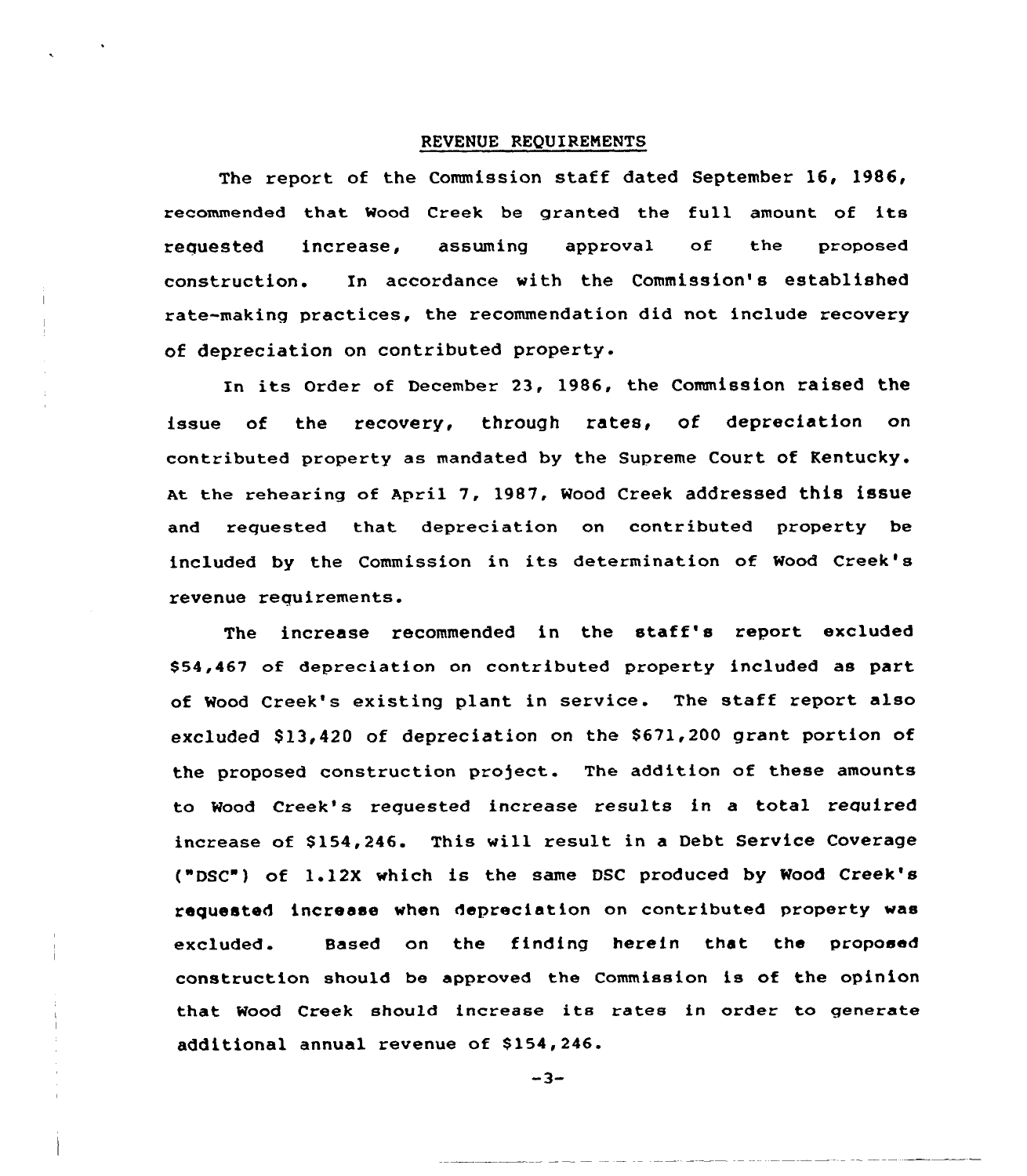## REVENUE REQUIREMENTS

The report of the Commission staff dated September 16, 1986, recommended that Wood Creek be granted the full amount of its requested increase, assuming approval of the proposed construction. In accordance with the Commission's established rate-making practices, the recommendation did not include recovery of depreciation on contributed property.

In its Order of December 23, 1986, the Commission raised the issue of the recovery, through rates, of depreciation on contributed property as mandated by the Supreme Court of Kentucky. At the rehearing of April 7, 1987, Wood Creek addressed this issue and requested that depreciation on contributed property be included by the Commission in its determination of Wood Creek's revenue requirements.

The increase recommended in the staff's report excluded $54,467 of depreciation on contributed property included as part of Wood Creek's existing plant in service. The staff report also excluded $13,420 of depreciation on the $671,200 grant portion of the proposed construction project. The addition of these amounts to Wood Creek's requested increase results in a total required increase of $154,246. This will result in a Debt Service Coverage ("DSC") of 1.12X which is the same DSC produced by Wood Creek's requested increase when depreciation on contributed property was excluded. Based on the finding herein that the proposed construction should be approved the Commission is of the opinion that Wood Creek should increase its rates in order to generate additional annual revenue of $154,246.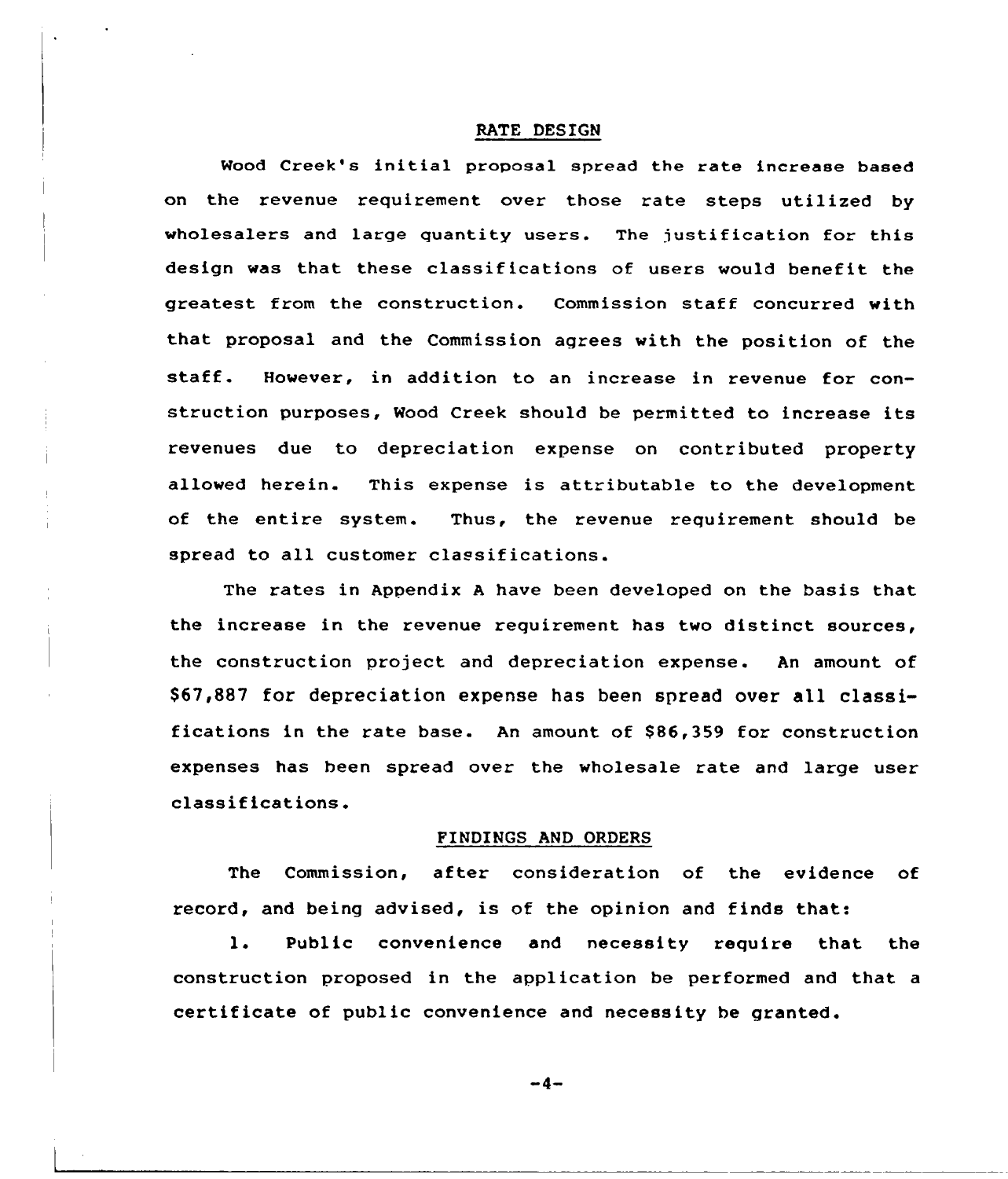## RATE DESIGN

Wood Creek's initial proposal spread the rate increase based on the revenue requirement over those rate steps utilized by wholesalers and large quantity users. The justification for this design was that these classifications of users would benefit the greatest from the construction. Commission staff concurred with that proposal and the Commission agrees with the position of the staff. However, in addition to an increase in revenue for construction purposes, Wood Creek should be permitted to increase its revenues due to depreciation expense on contributed property allowed herein. This expense is attributable to the development of the entire system. Thus, the revenue requirement should be spread to all customer classifications.

The rates in Appendix A have been developed on the basis that the increase in the revenue requirement has two distinct sources, the construction project and depreciation expense. An amount of $67,887 for depreciation expense has been spread over all classifications in the rate base. An amount of $86,359 for construction expenses has been spread over the wholesale rate and large user classifications.

## FINDINGS AND ORDERS

The Commission, after consideration of the evidence of record, and being advised, is of the opinion and finds that:

1. Public convenience and necessity require that the construction proposed in the application be performed and that a certificate of public convenience and necessity be granted.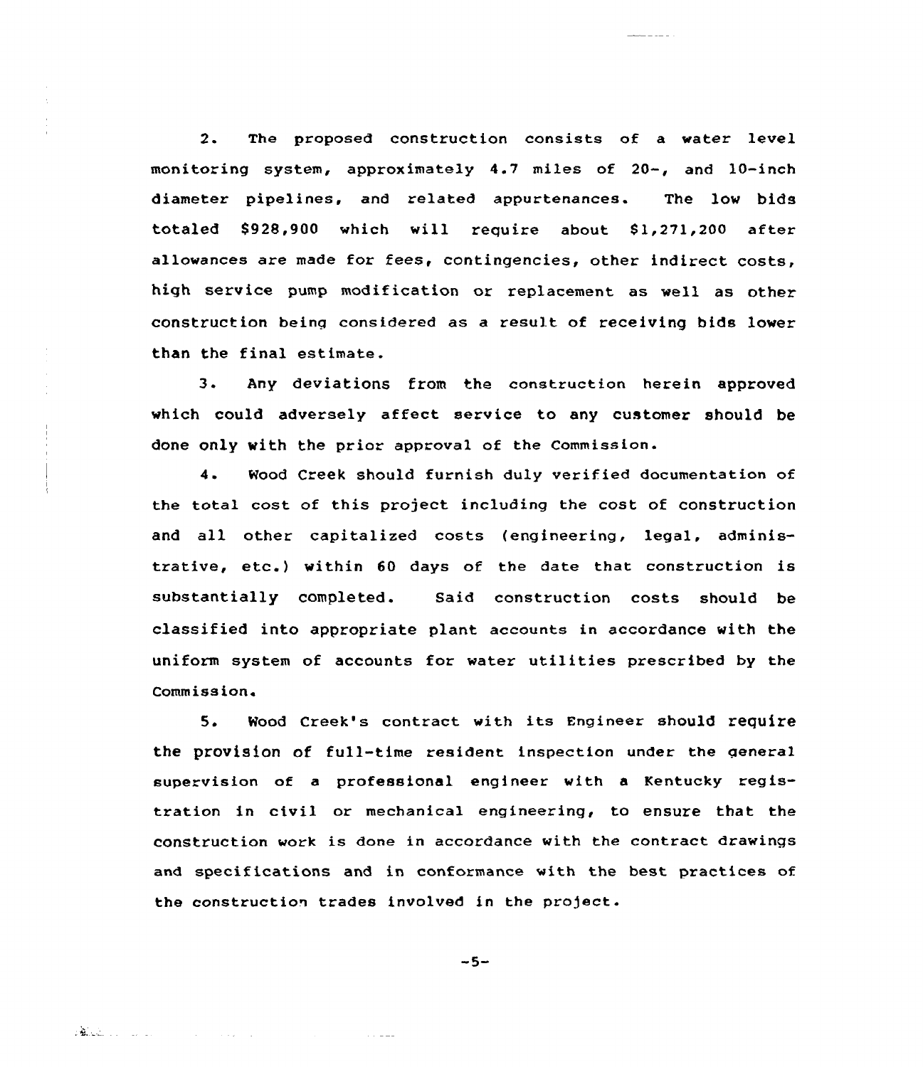2. The proposed construction consists of a water level monitoring system, approximately 4.7 miles of 20-, and 10-inch diameter pipelines, and related appurtenances. The low bids totaled $928,900 which will require about $1,271,200 after allowances are made for fees, contingencies, other indirect costs, high service pump modification or replacement as well as other construction being considered as a result of receiving bids lower than the final estimate.

3. Any deviations from the construction herein approved which could adversely affect service to any customer should be done only with the prior approval of the Commission.

4. Wood Creek should furnish duly verified documentation of the total cost of this project including the cost of construction and all other capitalized costs (engineering, legal, administrative, etc.) within 60 days of the date that construction is substantially completed. Said construction costs should be classified into appropriate plant accounts in accordance with the uniform system of accounts for water utilities prescribed by the Commission.

5. Wood Creek's contract with its Engineer should require the provision of full-time resident inspection under the general supervision of a professional engineer with a Kentucky registration in civil or mechanical engineering, to ensure that the construction work is done in accordance with the contract drawings and specifications and in conformance with the best practices of the construction trades involved in the project.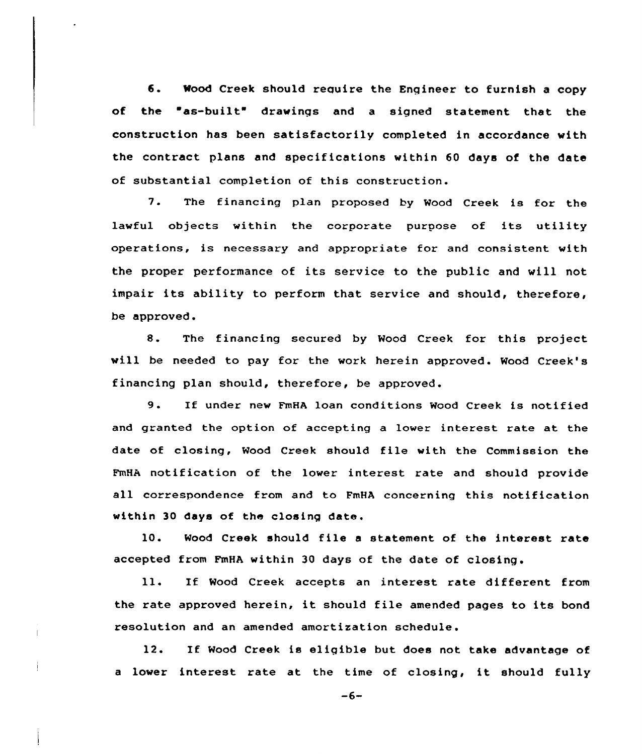6. Wood Creek should require the Engineer to furnish a copy of the "as-built" drawings and a signed statement that the construction has been satisfactorily completed in accordance with the contract plans and specifications within 60 days of the date of substantial completion of this construction.

7. The financing plan proposed by Wood Creek is for the lawful objects within the corporate purpose of its utility operations, is necessary and appropriate for and consistent with the proper performance of its service to the public and will not impair its ability to perform that service and should, therefore, be approved.

8. The financing secured by Wood Creek for this project will be needed to pay for the work herein approved. Wood Creek's financing plan should, therefore, be approved.

9. If under new FmHA loan conditions Wood Creek is notified and granted the option of accepting a lower interest rate at the date of closing, Wood Creek should file with the Commission the FmHA notification of the lower interest rate and should provide all correspondence from and to FmHA concerning this notification within 30 days of the closing date.

10. Wood Creek should file a statement of the interest rate accepted from FmHA within 30 days of the date of closing.

11. If Wood Creek accepts an interest rate different from the rate approved herein, it should file amended pages to its bond resolution and an amended amortization schedule.

12. If Wood Creek is eligible but does not take advantage of a lower interest rate at the time of closing, it should fully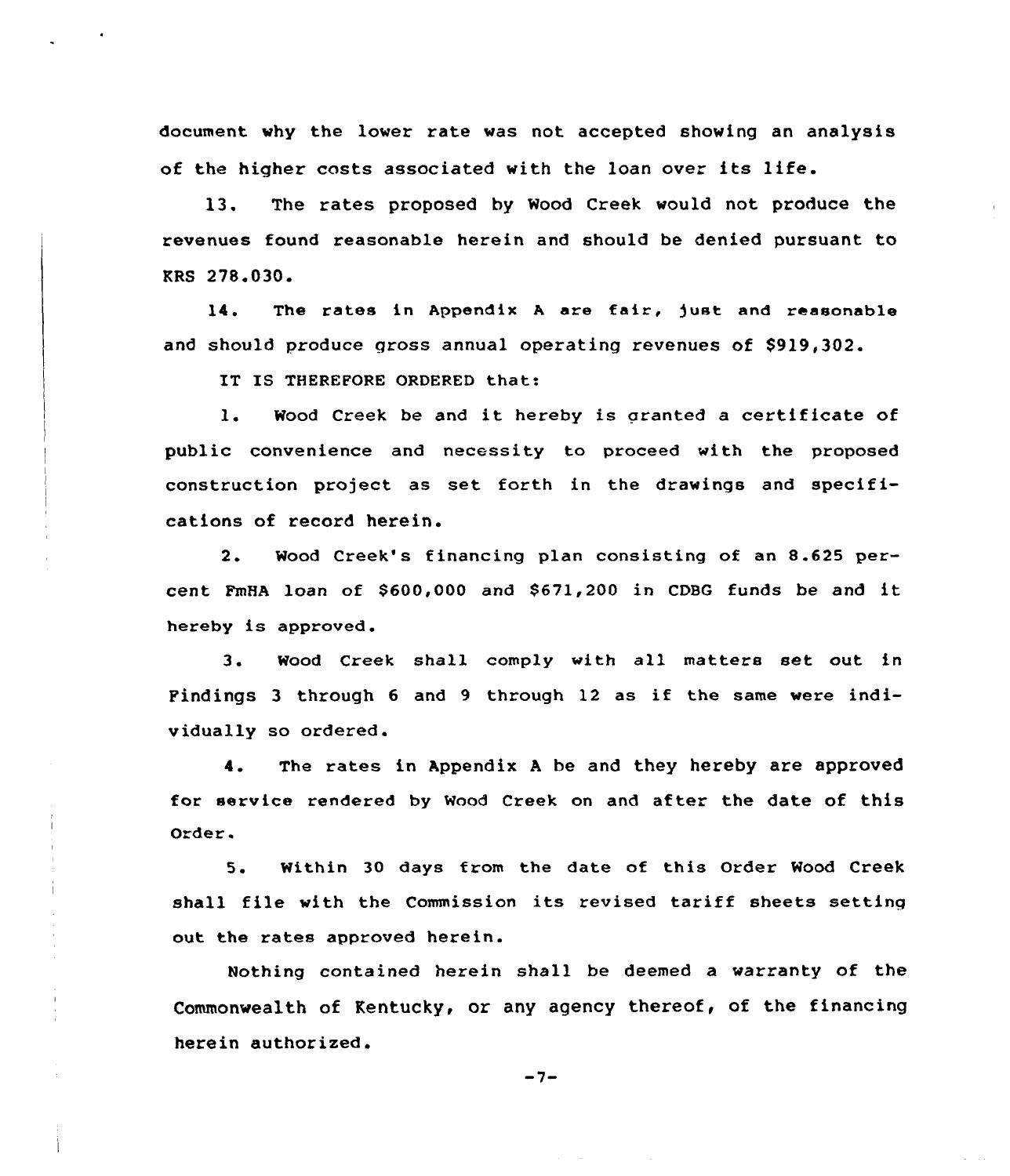document why the lower rate was not accepted showing an analysis of the higher costs associated with the loan over its life.

13. The rates proposed by Wood Creek would not produce the revenues found reasonable herein and should be denied pursuant to KRS 278.030.

14. The rates in Appendix A are fair, just and reasonable and should produce gross annual operating revenues of $919,302.

IT IS THEREFORE ORDERED that:

1. Wood Creek be and it hereby is granted a certificate of public convenience and necessity to proceed with the proposed construction project as set forth in the drawings and specifications of record herein.

2. Wood Creek's financing plan consisting of an 8.625 percent FmHA loan of $600,000 and $671,200 in CDBG funds be and it hereby is approved.

3. Wood Creek shall comply with all matters set out in Findings 3 through 6 and 9 through 12 as if the same were individually so ordered.

4. The rates in Appendix A be and they hereby are approved for service rendered by Wood Creek on and after the date of this Order.

5. Within 30 days from the date of this Order Wood Creek shall file with the Commission its revised tariff sheets setting out the rates approved herein.

Nothing contained herein shall be deemed a warranty of the Commonwealth of Kentucky, or any agency thereof, of the financing herein authorized.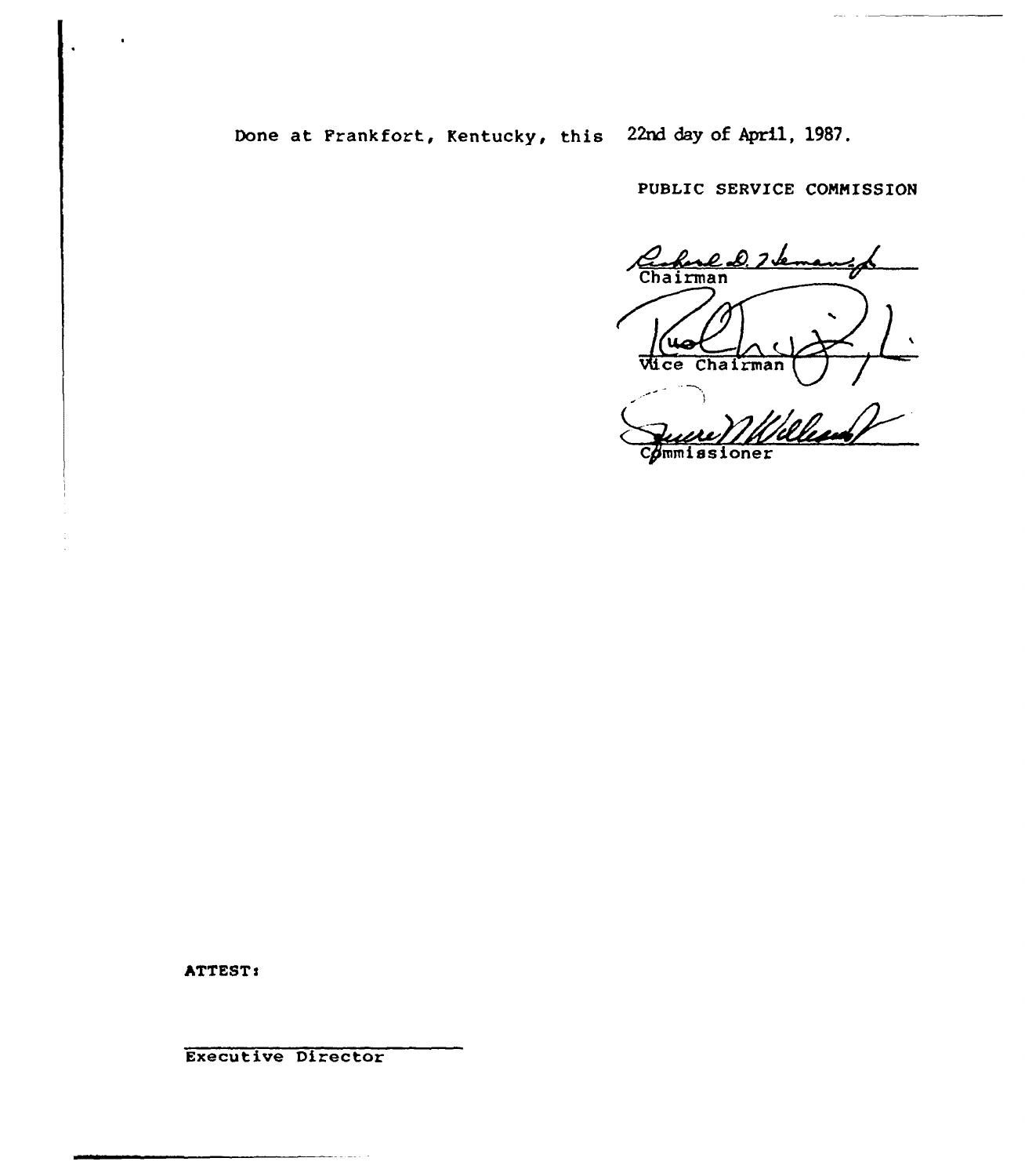Done at Frankfort, Kentucky, this 22nd day of April, 1987.

PUBLIC SERVICE COMMISSION

Chairman

Vice Chairman

Commissioner

ATTEST:

Executive Director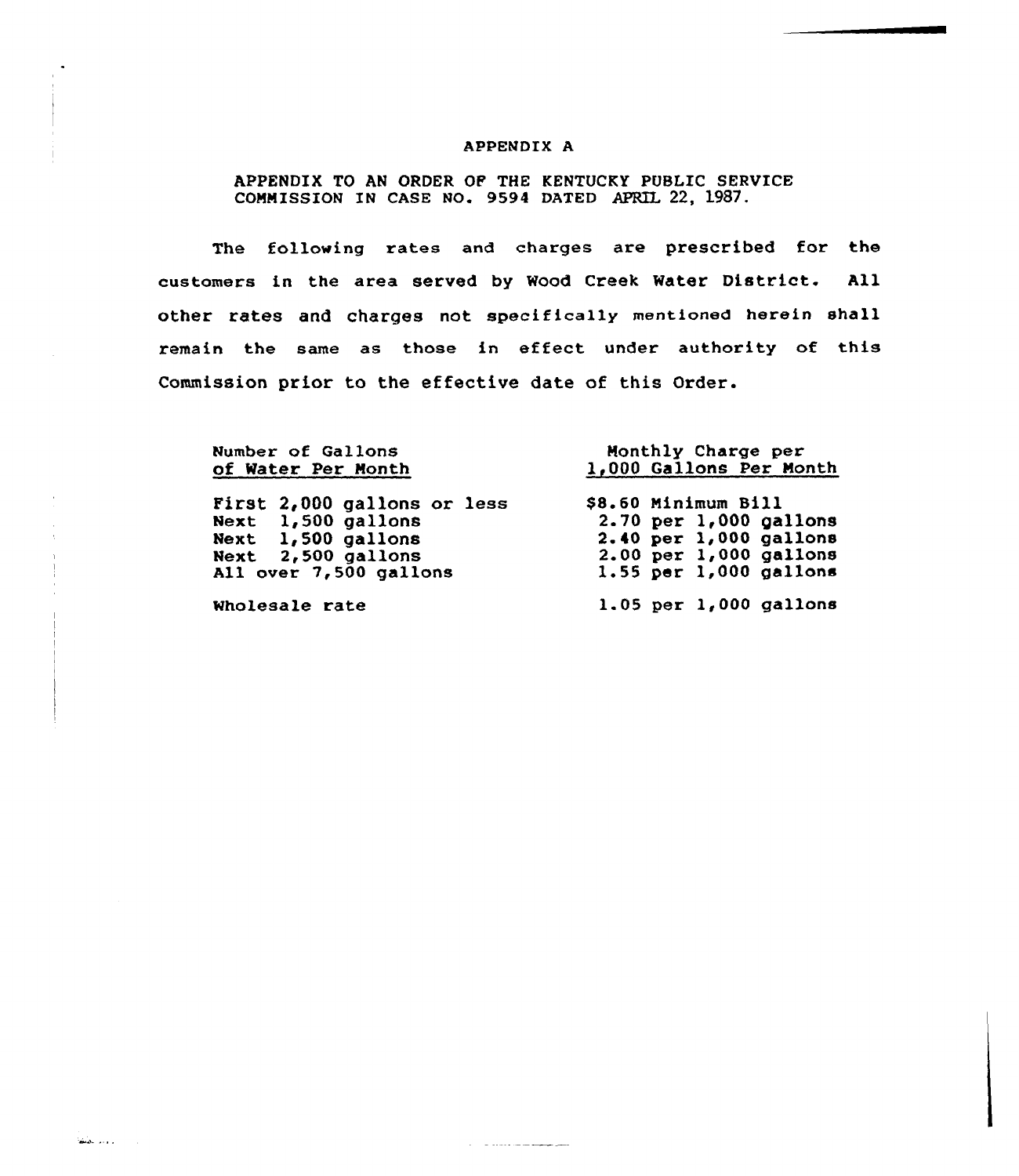# APPENDIX A

APPENDIX TO AN ORDER OF THE KENTUCKY PUBLIC SERVICE COMMISSION IN CASE NO. 9594 DATED APRIL 22, 1987.

The following rates and charges are prescribed for the customers in the area served by Wood Creek Water District. All other rates and charges not specifically mentioned herein shall remain the same as those in effect under authority of this Commission prior to the effective date of this Order.

| Number of Gallons of Water Per Month | Monthly Charge per 1,000 Gallons Per Month |
|---|---|
| First 2,000 gallons or less | $8.60 Minimum Bill |
| Next 1,500 gallons | 2.70 per 1,000 gallons |
| Next 1,500 gallons | 2.40 per 1,000 gallons |
| Next 2,500 gallons | 2.00 per 1,000 gallons |
| All over 7,500 gallons | 1.55 per 1,000 gallons |
| Wholesale rate | 1.05 per 1,000 gallons |